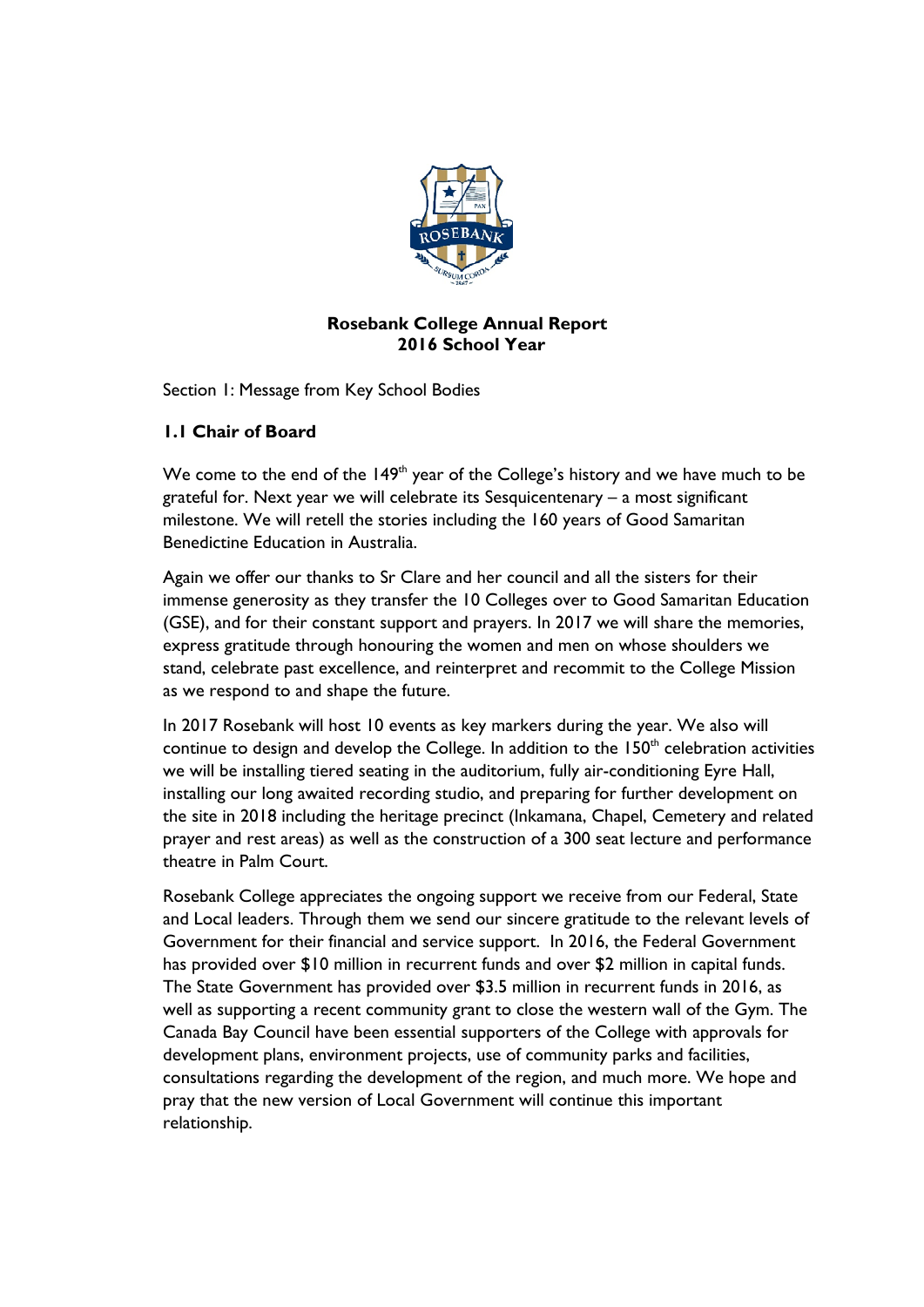# Rosebank College Annual Report
# 2016 School Year

Section 1: Message from Key School Bodies

## 1.1 Chair of Board

We come to the end of the 149th year of the College's history and we have much to be grateful for. Next year we will celebrate its Sesquicentenary – a most significant milestone. We will retell the stories including the 160 years of Good Samaritan Benedictine Education in Australia.

Again we offer our thanks to Sr Clare and her council and all the sisters for their immense generosity as they transfer the 10 Colleges over to Good Samaritan Education (GSE), and for their constant support and prayers. In 2017 we will share the memories, express gratitude through honouring the women and men on whose shoulders we stand, celebrate past excellence, and reinterpret and recommit to the College Mission as we respond to and shape the future.

In 2017 Rosebank will host 10 events as key markers during the year. We also will continue to design and develop the College. In addition to the 150th celebration activities we will be installing tiered seating in the auditorium, fully air-conditioning Eyre Hall, installing our long awaited recording studio, and preparing for further development on the site in 2018 including the heritage precinct (Inkamana, Chapel, Cemetery and related prayer and rest areas) as well as the construction of a 300 seat lecture and performance theatre in Palm Court.

Rosebank College appreciates the ongoing support we receive from our Federal, State and Local leaders. Through them we send our sincere gratitude to the relevant levels of Government for their financial and service support. In 2016, the Federal Government has provided over $10 million in recurrent funds and over $2 million in capital funds. The State Government has provided over $3.5 million in recurrent funds in 2016, as well as supporting a recent community grant to close the western wall of the Gym. The Canada Bay Council have been essential supporters of the College with approvals for development plans, environment projects, use of community parks and facilities, consultations regarding the development of the region, and much more. We hope and pray that the new version of Local Government will continue this important relationship.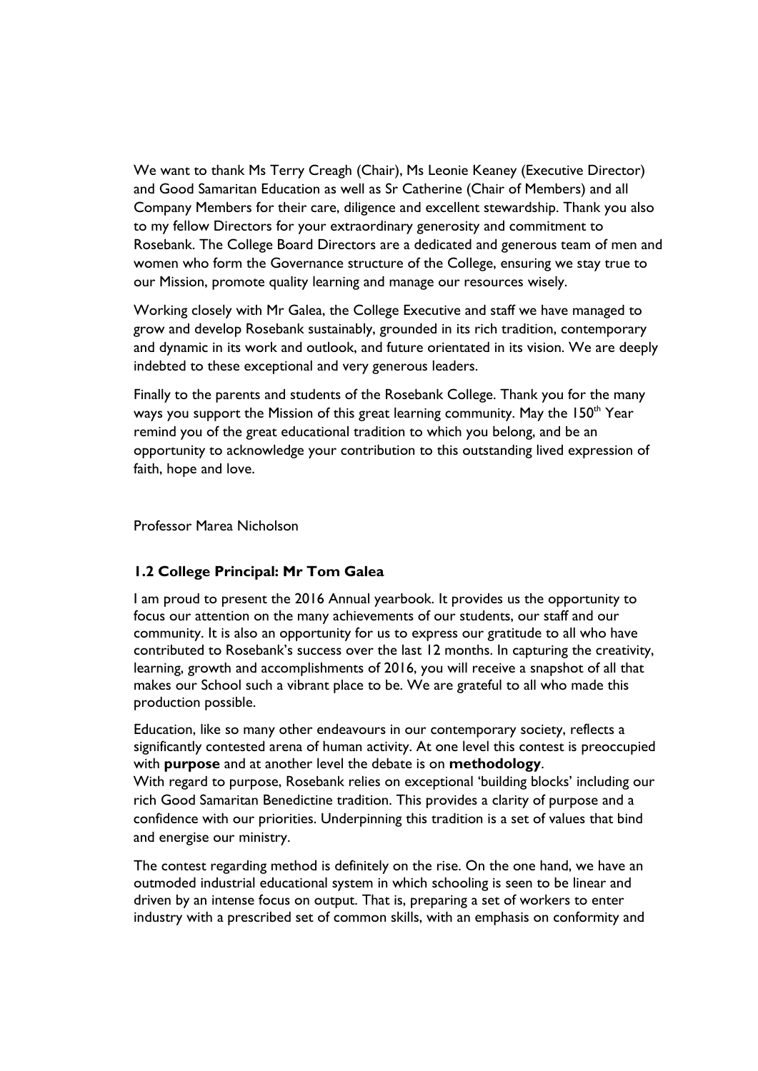We want to thank Ms Terry Creagh (Chair), Ms Leonie Keaney (Executive Director) and Good Samaritan Education as well as Sr Catherine (Chair of Members) and all Company Members for their care, diligence and excellent stewardship. Thank you also to my fellow Directors for your extraordinary generosity and commitment to Rosebank. The College Board Directors are a dedicated and generous team of men and women who form the Governance structure of the College, ensuring we stay true to our Mission, promote quality learning and manage our resources wisely.

Working closely with Mr Galea, the College Executive and staff we have managed to grow and develop Rosebank sustainably, grounded in its rich tradition, contemporary and dynamic in its work and outlook, and future orientated in its vision. We are deeply indebted to these exceptional and very generous leaders.

Finally to the parents and students of the Rosebank College. Thank you for the many ways you support the Mission of this great learning community. May the 150th Year remind you of the great educational tradition to which you belong, and be an opportunity to acknowledge your contribution to this outstanding lived expression of faith, hope and love.

Professor Marea Nicholson

### 1.2 College Principal: Mr Tom Galea

I am proud to present the 2016 Annual yearbook. It provides us the opportunity to focus our attention on the many achievements of our students, our staff and our community. It is also an opportunity for us to express our gratitude to all who have contributed to Rosebank's success over the last 12 months. In capturing the creativity, learning, growth and accomplishments of 2016, you will receive a snapshot of all that makes our School such a vibrant place to be. We are grateful to all who made this production possible.

Education, like so many other endeavours in our contemporary society, reflects a significantly contested arena of human activity. At one level this contest is preoccupied with **purpose** and at another level the debate is on **methodology**.
With regard to purpose, Rosebank relies on exceptional 'building blocks' including our rich Good Samaritan Benedictine tradition. This provides a clarity of purpose and a confidence with our priorities. Underpinning this tradition is a set of values that bind and energise our ministry.

The contest regarding method is definitely on the rise. On the one hand, we have an outmoded industrial educational system in which schooling is seen to be linear and driven by an intense focus on output. That is, preparing a set of workers to enter industry with a prescribed set of common skills, with an emphasis on conformity and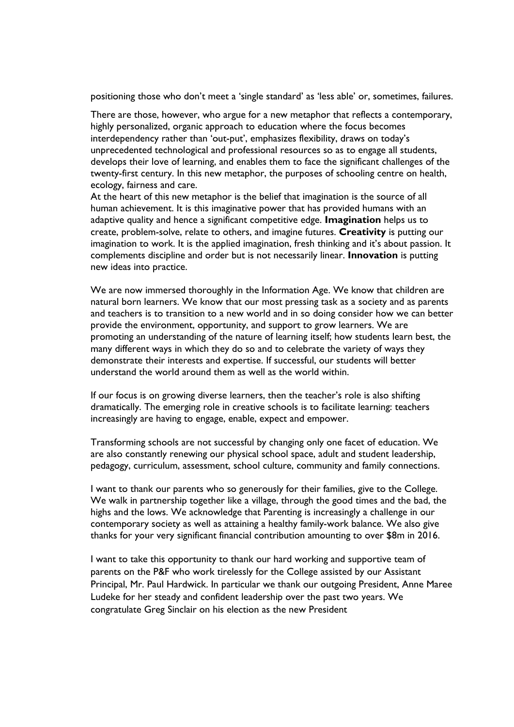positioning those who don't meet a 'single standard' as 'less able' or, sometimes, failures.

There are those, however, who argue for a new metaphor that reflects a contemporary, highly personalized, organic approach to education where the focus becomes interdependency rather than 'out-put', emphasizes flexibility, draws on today's unprecedented technological and professional resources so as to engage all students, develops their love of learning, and enables them to face the significant challenges of the twenty-first century. In this new metaphor, the purposes of schooling centre on health, ecology, fairness and care.

At the heart of this new metaphor is the belief that imagination is the source of all human achievement. It is this imaginative power that has provided humans with an adaptive quality and hence a significant competitive edge. **Imagination** helps us to create, problem-solve, relate to others, and imagine futures. **Creativity** is putting our imagination to work. It is the applied imagination, fresh thinking and it's about passion. It complements discipline and order but is not necessarily linear. **Innovation** is putting new ideas into practice.

We are now immersed thoroughly in the Information Age. We know that children are natural born learners. We know that our most pressing task as a society and as parents and teachers is to transition to a new world and in so doing consider how we can better provide the environment, opportunity, and support to grow learners. We are promoting an understanding of the nature of learning itself; how students learn best, the many different ways in which they do so and to celebrate the variety of ways they demonstrate their interests and expertise. If successful, our students will better understand the world around them as well as the world within.

If our focus is on growing diverse learners, then the teacher's role is also shifting dramatically. The emerging role in creative schools is to facilitate learning: teachers increasingly are having to engage, enable, expect and empower.

Transforming schools are not successful by changing only one facet of education. We are also constantly renewing our physical school space, adult and student leadership, pedagogy, curriculum, assessment, school culture, community and family connections.

I want to thank our parents who so generously for their families, give to the College. We walk in partnership together like a village, through the good times and the bad, the highs and the lows. We acknowledge that Parenting is increasingly a challenge in our contemporary society as well as attaining a healthy family-work balance. We also give thanks for your very significant financial contribution amounting to over $8m in 2016.

I want to take this opportunity to thank our hard working and supportive team of parents on the P&F who work tirelessly for the College assisted by our Assistant Principal, Mr. Paul Hardwick. In particular we thank our outgoing President, Anne Maree Ludeke for her steady and confident leadership over the past two years. We congratulate Greg Sinclair on his election as the new President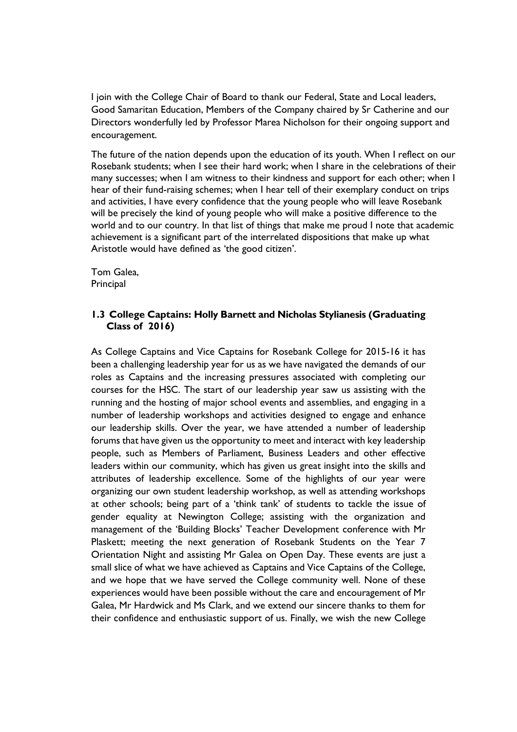I join with the College Chair of Board to thank our Federal, State and Local leaders, Good Samaritan Education, Members of the Company chaired by Sr Catherine and our Directors wonderfully led by Professor Marea Nicholson for their ongoing support and encouragement.

The future of the nation depends upon the education of its youth. When I reflect on our Rosebank students; when I see their hard work; when I share in the celebrations of their many successes; when I am witness to their kindness and support for each other; when I hear of their fund-raising schemes; when I hear tell of their exemplary conduct on trips and activities, I have every confidence that the young people who will leave Rosebank will be precisely the kind of young people who will make a positive difference to the world and to our country. In that list of things that make me proud I note that academic achievement is a significant part of the interrelated dispositions that make up what Aristotle would have defined as 'the good citizen'.

Tom Galea,
Principal

### 1.3 College Captains: Holly Barnett and Nicholas Stylianesis (Graduating Class of 2016)

As College Captains and Vice Captains for Rosebank College for 2015-16 it has been a challenging leadership year for us as we have navigated the demands of our roles as Captains and the increasing pressures associated with completing our courses for the HSC. The start of our leadership year saw us assisting with the running and the hosting of major school events and assemblies, and engaging in a number of leadership workshops and activities designed to engage and enhance our leadership skills. Over the year, we have attended a number of leadership forums that have given us the opportunity to meet and interact with key leadership people, such as Members of Parliament, Business Leaders and other effective leaders within our community, which has given us great insight into the skills and attributes of leadership excellence. Some of the highlights of our year were organizing our own student leadership workshop, as well as attending workshops at other schools; being part of a 'think tank' of students to tackle the issue of gender equality at Newington College; assisting with the organization and management of the 'Building Blocks' Teacher Development conference with Mr Plaskett; meeting the next generation of Rosebank Students on the Year 7 Orientation Night and assisting Mr Galea on Open Day. These events are just a small slice of what we have achieved as Captains and Vice Captains of the College, and we hope that we have served the College community well. None of these experiences would have been possible without the care and encouragement of Mr Galea, Mr Hardwick and Ms Clark, and we extend our sincere thanks to them for their confidence and enthusiastic support of us. Finally, we wish the new College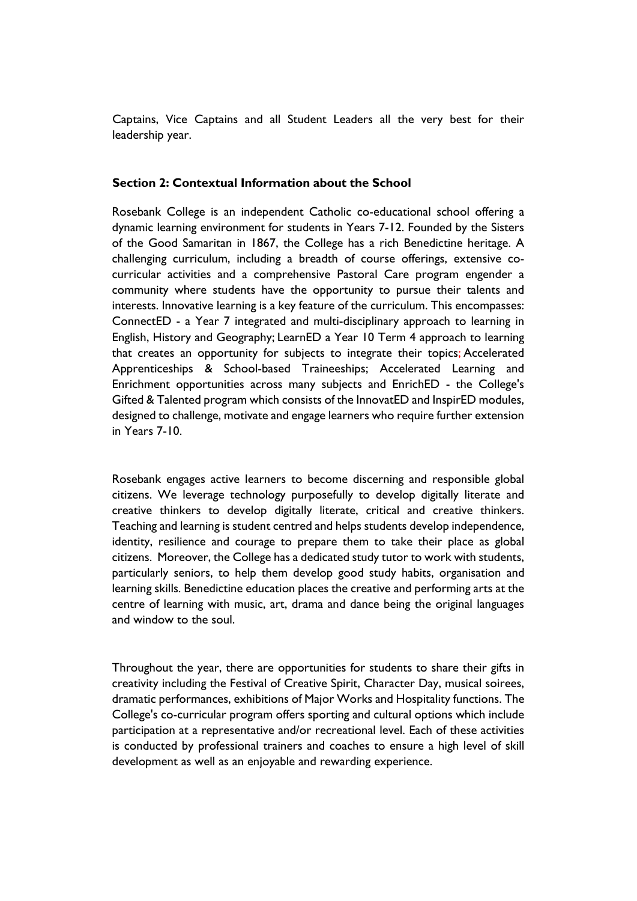Captains, Vice Captains and all Student Leaders all the very best for their leadership year.

**Section 2: Contextual Information about the School**

Rosebank College is an independent Catholic co-educational school offering a dynamic learning environment for students in Years 7-12. Founded by the Sisters of the Good Samaritan in 1867, the College has a rich Benedictine heritage. A challenging curriculum, including a breadth of course offerings, extensive co-curricular activities and a comprehensive Pastoral Care program engender a community where students have the opportunity to pursue their talents and interests. Innovative learning is a key feature of the curriculum. This encompasses: ConnectED - a Year 7 integrated and multi-disciplinary approach to learning in English, History and Geography; LearnED a Year 10 Term 4 approach to learning that creates an opportunity for subjects to integrate their topics; Accelerated Apprenticeships & School-based Traineeships; Accelerated Learning and Enrichment opportunities across many subjects and EnrichED - the College's Gifted & Talented program which consists of the InnovatED and InspirED modules, designed to challenge, motivate and engage learners who require further extension in Years 7-10.

Rosebank engages active learners to become discerning and responsible global citizens. We leverage technology purposefully to develop digitally literate and creative thinkers to develop digitally literate, critical and creative thinkers. Teaching and learning is student centred and helps students develop independence, identity, resilience and courage to prepare them to take their place as global citizens. Moreover, the College has a dedicated study tutor to work with students, particularly seniors, to help them develop good study habits, organisation and learning skills. Benedictine education places the creative and performing arts at the centre of learning with music, art, drama and dance being the original languages and window to the soul.

Throughout the year, there are opportunities for students to share their gifts in creativity including the Festival of Creative Spirit, Character Day, musical soirees, dramatic performances, exhibitions of Major Works and Hospitality functions. The College's co-curricular program offers sporting and cultural options which include participation at a representative and/or recreational level. Each of these activities is conducted by professional trainers and coaches to ensure a high level of skill development as well as an enjoyable and rewarding experience.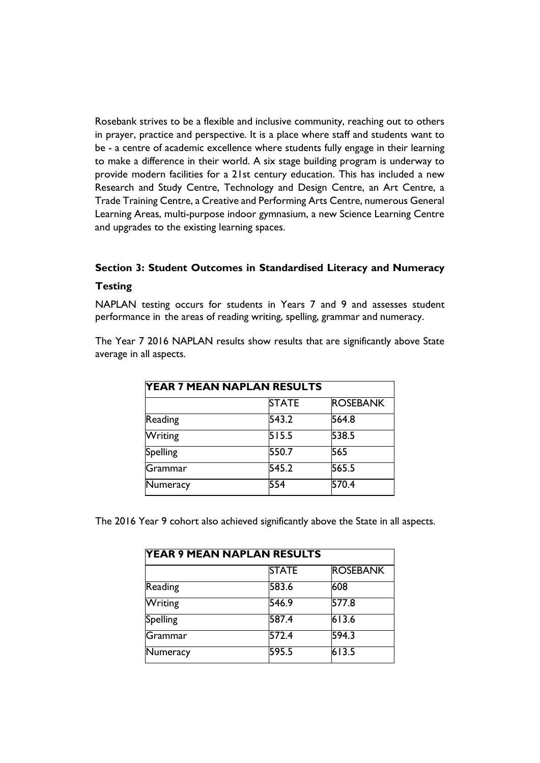Rosebank strives to be a flexible and inclusive community, reaching out to others in prayer, practice and perspective. It is a place where staff and students want to be - a centre of academic excellence where students fully engage in their learning to make a difference in their world. A six stage building program is underway to provide modern facilities for a 21st century education. This has included a new Research and Study Centre, Technology and Design Centre, an Art Centre, a Trade Training Centre, a Creative and Performing Arts Centre, numerous General Learning Areas, multi-purpose indoor gymnasium, a new Science Learning Centre and upgrades to the existing learning spaces.

## Section 3: Student Outcomes in Standardised Literacy and Numeracy Testing

NAPLAN testing occurs for students in Years 7 and 9 and assesses student performance in the areas of reading writing, spelling, grammar and numeracy.

The Year 7 2016 NAPLAN results show results that are significantly above State average in all aspects.

| YEAR 7 MEAN NAPLAN RESULTS | | |
|---|---|---|
| | STATE | ROSEBANK |
| Reading | 543.2 | 564.8 |
| Writing | 515.5 | 538.5 |
| Spelling | 550.7 | 565 |
| Grammar | 545.2 | 565.5 |
| Numeracy | 554 | 570.4 |

The 2016 Year 9 cohort also achieved significantly above the State in all aspects.

| YEAR 9 MEAN NAPLAN RESULTS | | |
|---|---|---|
| | STATE | ROSEBANK |
| Reading | 583.6 | 608 |
| Writing | 546.9 | 577.8 |
| Spelling | 587.4 | 613.6 |
| Grammar | 572.4 | 594.3 |
| Numeracy | 595.5 | 613.5 |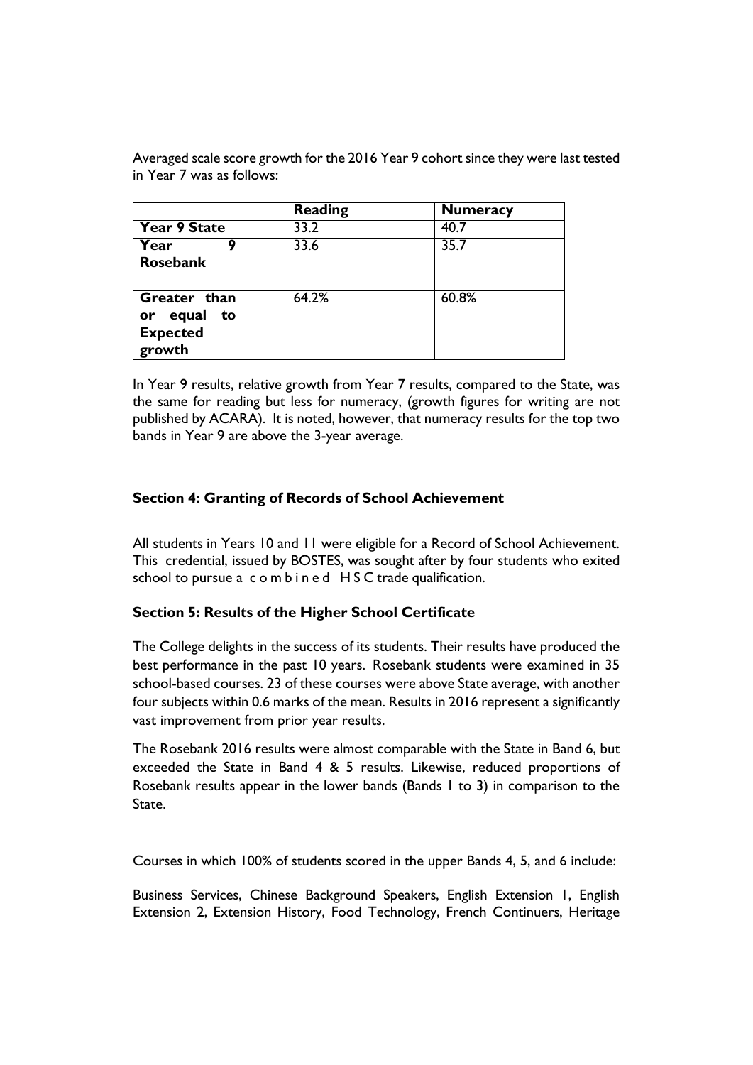Averaged scale score growth for the 2016 Year 9 cohort since they were last tested in Year 7 was as follows:

| | **Reading** | **Numeracy** |
|---|---|---|
| **Year 9 State** | 33.2 | 40.7 |
| **Year 9 Rosebank** | 33.6 | 35.7 |
| | | |
| **Greater than or equal to Expected growth** | 64.2% | 60.8% |

In Year 9 results, relative growth from Year 7 results, compared to the State, was the same for reading but less for numeracy, (growth figures for writing are not published by ACARA). It is noted, however, that numeracy results for the top two bands in Year 9 are above the 3-year average.

### Section 4: Granting of Records of School Achievement

All students in Years 10 and 11 were eligible for a Record of School Achievement. This credential, issued by BOSTES, was sought after by four students who exited school to pursue a combined HSC trade qualification.

### Section 5: Results of the Higher School Certificate

The College delights in the success of its students. Their results have produced the best performance in the past 10 years. Rosebank students were examined in 35 school-based courses. 23 of these courses were above State average, with another four subjects within 0.6 marks of the mean. Results in 2016 represent a significantly vast improvement from prior year results.

The Rosebank 2016 results were almost comparable with the State in Band 6, but exceeded the State in Band 4 & 5 results. Likewise, reduced proportions of Rosebank results appear in the lower bands (Bands 1 to 3) in comparison to the State.

Courses in which 100% of students scored in the upper Bands 4, 5, and 6 include:

Business Services, Chinese Background Speakers, English Extension 1, English Extension 2, Extension History, Food Technology, French Continuers, Heritage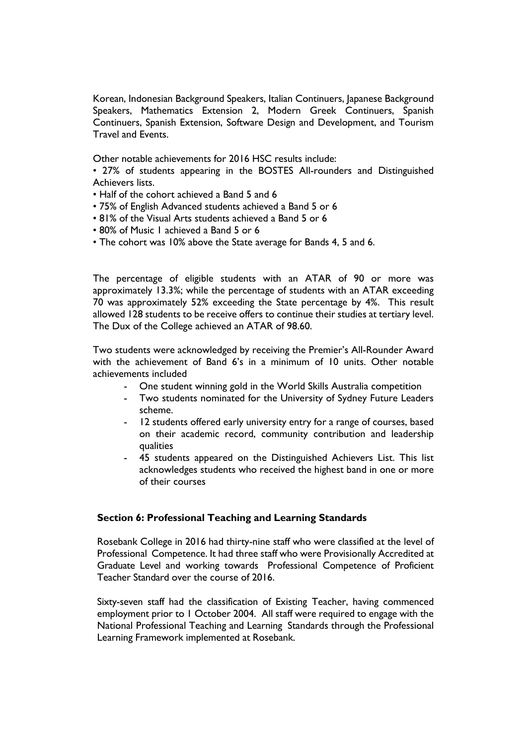Korean, Indonesian Background Speakers, Italian Continuers, Japanese Background Speakers, Mathematics Extension 2, Modern Greek Continuers, Spanish Continuers, Spanish Extension, Software Design and Development, and Tourism Travel and Events.

Other notable achievements for 2016 HSC results include:

• 27% of students appearing in the BOSTES All-rounders and Distinguished Achievers lists.
• Half of the cohort achieved a Band 5 and 6
• 75% of English Advanced students achieved a Band 5 or 6
• 81% of the Visual Arts students achieved a Band 5 or 6
• 80% of Music 1 achieved a Band 5 or 6
• The cohort was 10% above the State average for Bands 4, 5 and 6.

The percentage of eligible students with an ATAR of 90 or more was approximately 13.3%; while the percentage of students with an ATAR exceeding 70 was approximately 52% exceeding the State percentage by 4%. This result allowed 128 students to be receive offers to continue their studies at tertiary level. The Dux of the College achieved an ATAR of 98.60.

Two students were acknowledged by receiving the Premier's All-Rounder Award with the achievement of Band 6's in a minimum of 10 units. Other notable achievements included

- One student winning gold in the World Skills Australia competition
- Two students nominated for the University of Sydney Future Leaders scheme.
- 12 students offered early university entry for a range of courses, based on their academic record, community contribution and leadership qualities
- 45 students appeared on the Distinguished Achievers List. This list acknowledges students who received the highest band in one or more of their courses

**Section 6: Professional Teaching and Learning Standards**

Rosebank College in 2016 had thirty-nine staff who were classified at the level of Professional Competence. It had three staff who were Provisionally Accredited at Graduate Level and working towards Professional Competence of Proficient Teacher Standard over the course of 2016.

Sixty-seven staff had the classification of Existing Teacher, having commenced employment prior to 1 October 2004. All staff were required to engage with the National Professional Teaching and Learning Standards through the Professional Learning Framework implemented at Rosebank.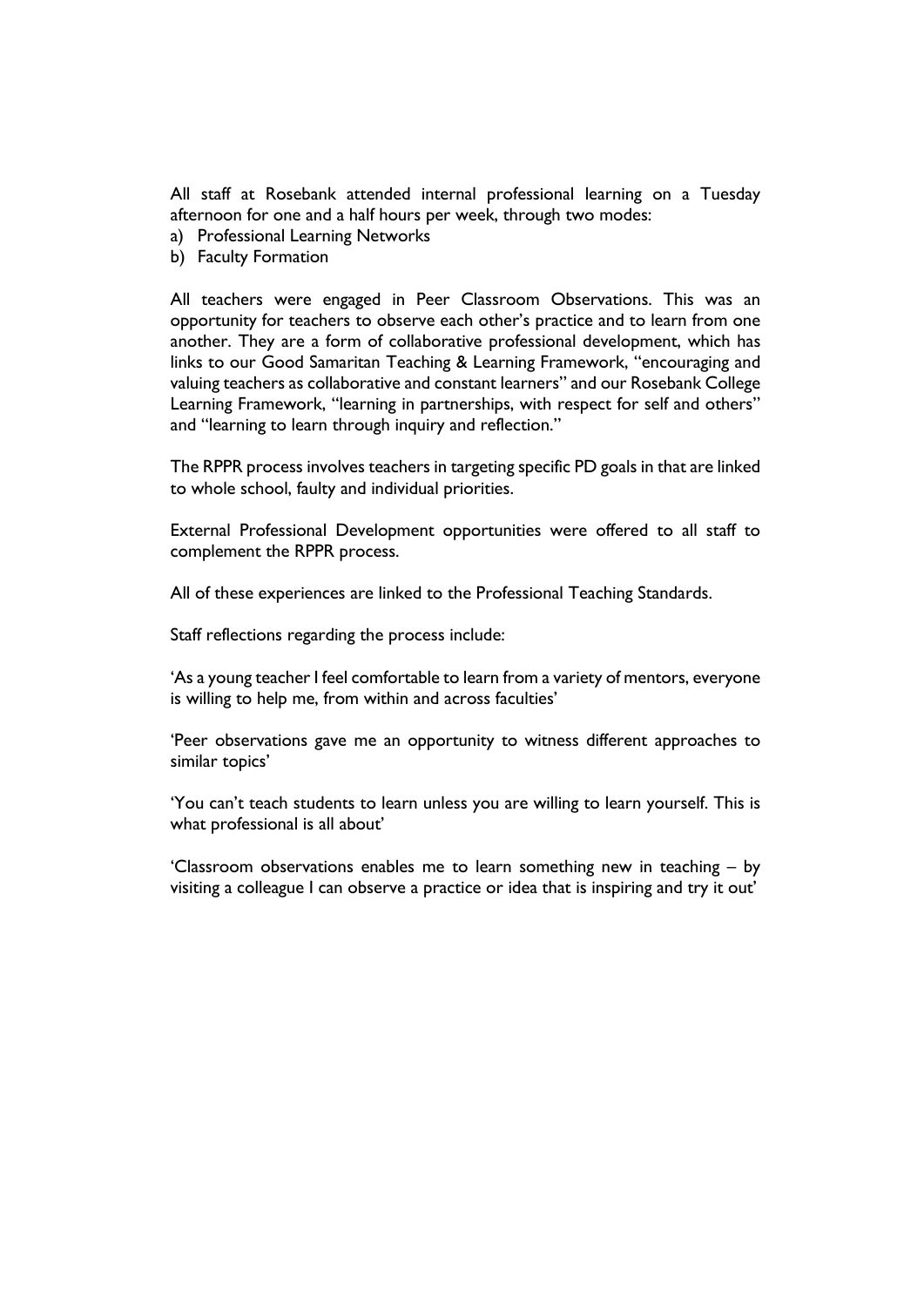All staff at Rosebank attended internal professional learning on a Tuesday afternoon for one and a half hours per week, through two modes:

a) Professional Learning Networks
b) Faculty Formation

All teachers were engaged in Peer Classroom Observations. This was an opportunity for teachers to observe each other's practice and to learn from one another. They are a form of collaborative professional development, which has links to our Good Samaritan Teaching & Learning Framework, "encouraging and valuing teachers as collaborative and constant learners" and our Rosebank College Learning Framework, "learning in partnerships, with respect for self and others" and "learning to learn through inquiry and reflection."

The RPPR process involves teachers in targeting specific PD goals in that are linked to whole school, faulty and individual priorities.

External Professional Development opportunities were offered to all staff to complement the RPPR process.

All of these experiences are linked to the Professional Teaching Standards.

Staff reflections regarding the process include:

'As a young teacher I feel comfortable to learn from a variety of mentors, everyone is willing to help me, from within and across faculties'

'Peer observations gave me an opportunity to witness different approaches to similar topics'

'You can't teach students to learn unless you are willing to learn yourself. This is what professional is all about'

'Classroom observations enables me to learn something new in teaching – by visiting a colleague I can observe a practice or idea that is inspiring and try it out'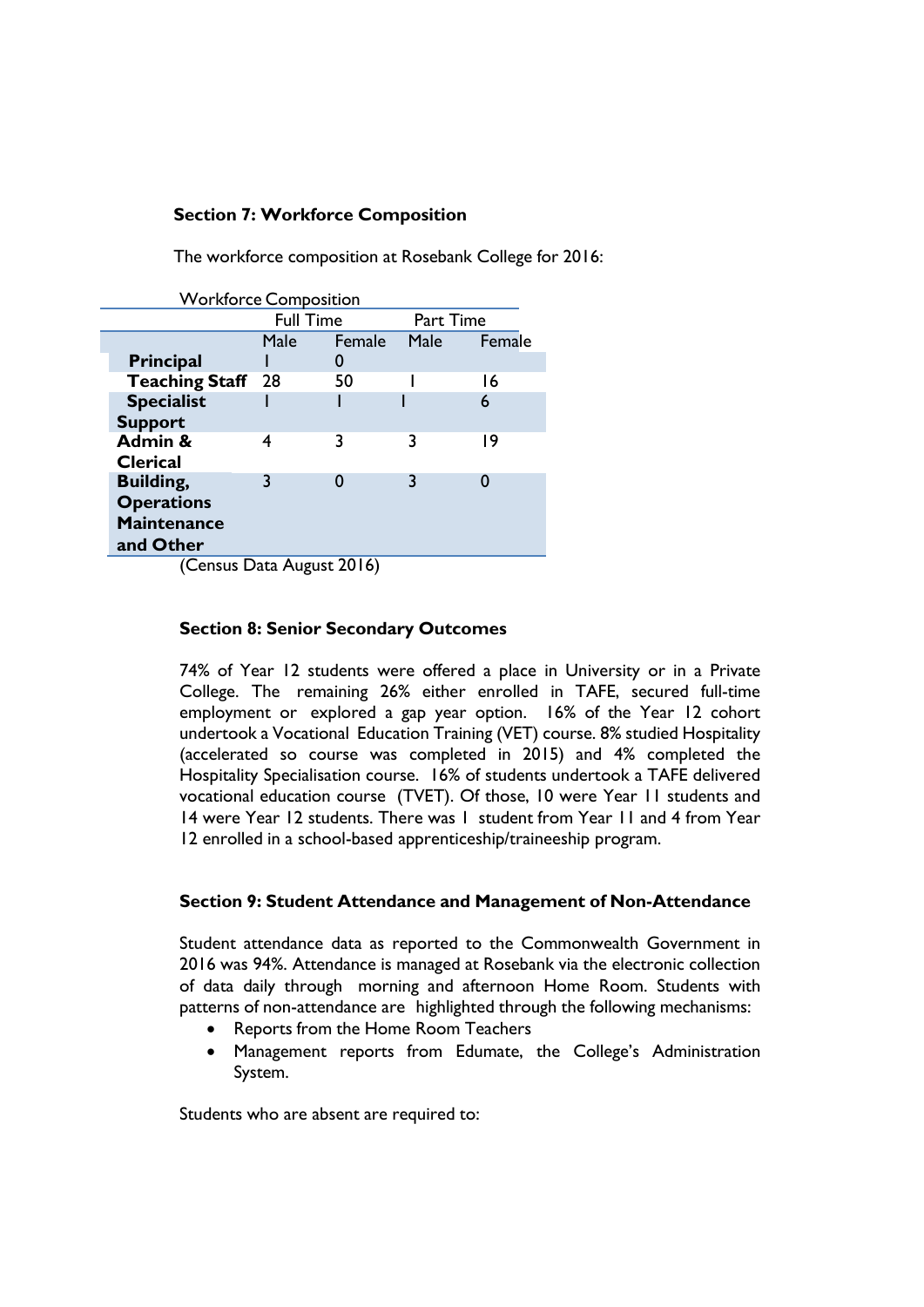**Section 7: Workforce Composition**

The workforce composition at Rosebank College for 2016:

Workforce Composition

| | Full Time | | Part Time | |
|---|---|---|---|---|
| | Male | Female | Male | Female |
| **Principal** | 1 | 0 | | |
| **Teaching Staff** | 28 | 50 | 1 | 16 |
| **Specialist Support** | 1 | 1 | 1 | 6 |
| **Admin & Clerical** | 4 | 3 | 3 | 19 |
| **Building, Operations Maintenance and Other** | 3 | 0 | 3 | 0 |

(Census Data August 2016)

**Section 8: Senior Secondary Outcomes**

74% of Year 12 students were offered a place in University or in a Private College. The remaining 26% either enrolled in TAFE, secured full-time employment or explored a gap year option. 16% of the Year 12 cohort undertook a Vocational Education Training (VET) course. 8% studied Hospitality (accelerated so course was completed in 2015) and 4% completed the Hospitality Specialisation course. 16% of students undertook a TAFE delivered vocational education course (TVET). Of those, 10 were Year 11 students and 14 were Year 12 students. There was 1 student from Year 11 and 4 from Year 12 enrolled in a school-based apprenticeship/traineeship program.

**Section 9: Student Attendance and Management of Non-Attendance**

Student attendance data as reported to the Commonwealth Government in 2016 was 94%. Attendance is managed at Rosebank via the electronic collection of data daily through morning and afternoon Home Room. Students with patterns of non-attendance are highlighted through the following mechanisms:

- Reports from the Home Room Teachers
- Management reports from Edumate, the College's Administration System.

Students who are absent are required to: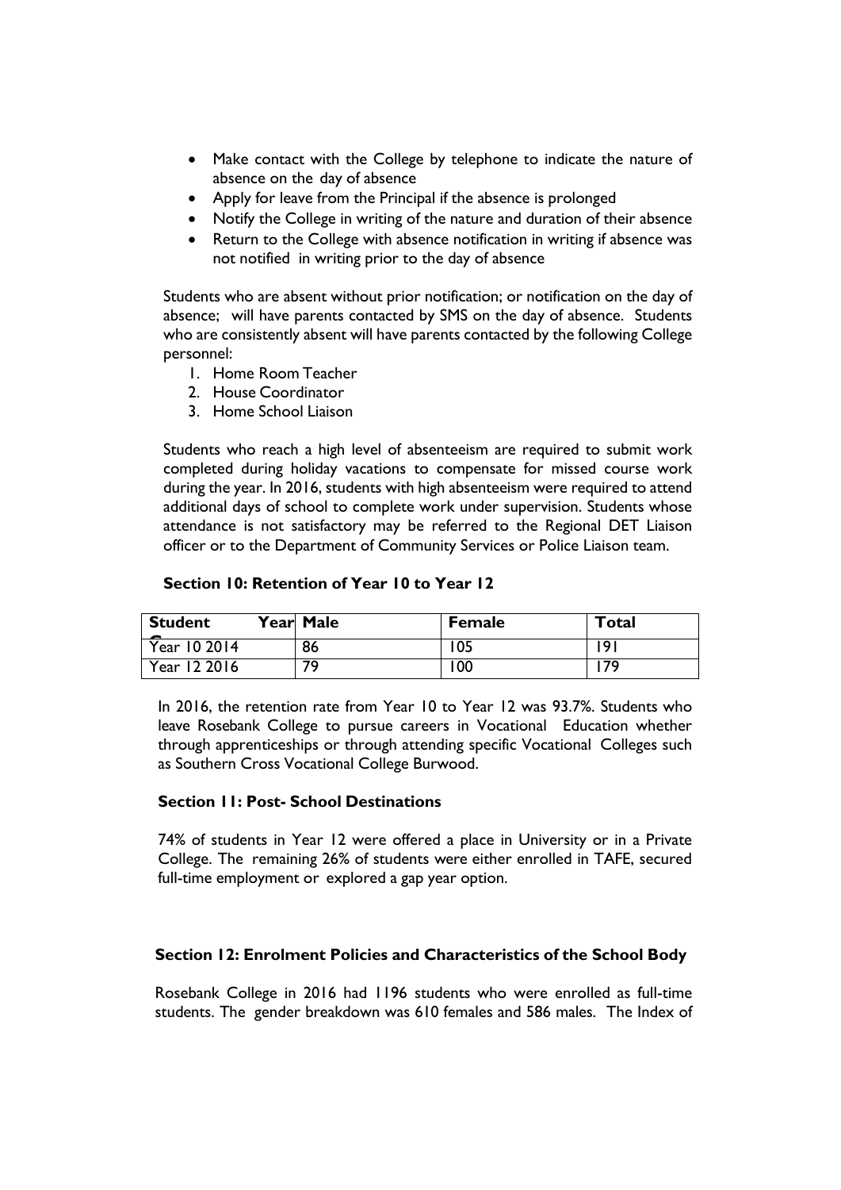- Make contact with the College by telephone to indicate the nature of absence on the day of absence
- Apply for leave from the Principal if the absence is prolonged
- Notify the College in writing of the nature and duration of their absence
- Return to the College with absence notification in writing if absence was not notified in writing prior to the day of absence

Students who are absent without prior notification; or notification on the day of absence; will have parents contacted by SMS on the day of absence. Students who are consistently absent will have parents contacted by the following College personnel:

1. Home Room Teacher
2. House Coordinator
3. Home School Liaison

Students who reach a high level of absenteeism are required to submit work completed during holiday vacations to compensate for missed course work during the year. In 2016, students with high absenteeism were required to attend additional days of school to complete work under supervision. Students whose attendance is not satisfactory may be referred to the Regional DET Liaison officer or to the Department of Community Services or Police Liaison team.

### Section 10: Retention of Year 10 to Year 12

| Student Year | Male | Female | Total |
| --- | --- | --- | --- |
| Year 10 2014 | 86 | 105 | 191 |
| Year 12 2016 | 79 | 100 | 179 |

In 2016, the retention rate from Year 10 to Year 12 was 93.7%. Students who leave Rosebank College to pursue careers in Vocational Education whether through apprenticeships or through attending specific Vocational Colleges such as Southern Cross Vocational College Burwood.

### Section 11: Post- School Destinations

74% of students in Year 12 were offered a place in University or in a Private College. The remaining 26% of students were either enrolled in TAFE, secured full-time employment or explored a gap year option.

### Section 12: Enrolment Policies and Characteristics of the School Body

Rosebank College in 2016 had 1196 students who were enrolled as full-time students. The gender breakdown was 610 females and 586 males. The Index of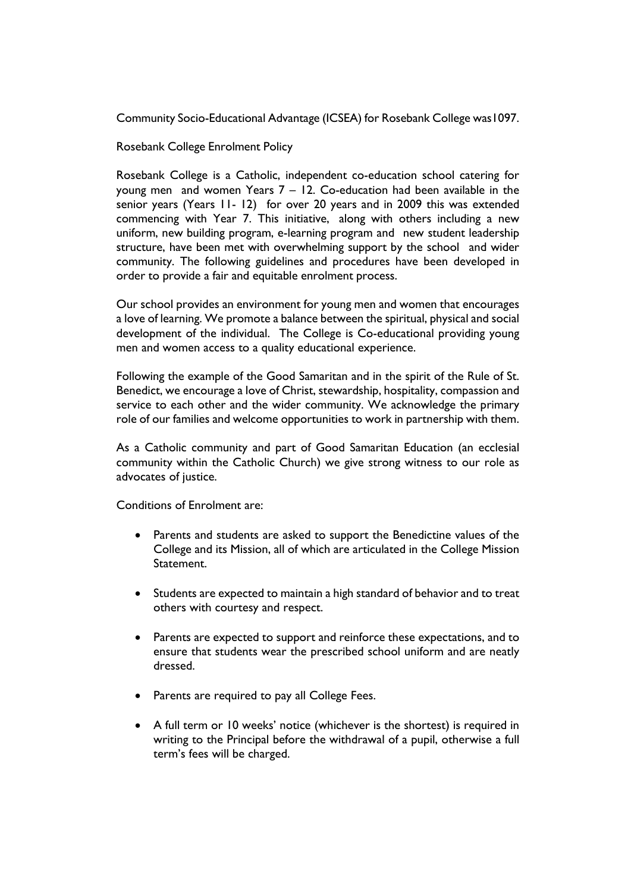Community Socio-Educational Advantage (ICSEA) for Rosebank College was1097.

Rosebank College Enrolment Policy

Rosebank College is a Catholic, independent co-education school catering for young men and women Years 7 – 12. Co-education had been available in the senior years (Years 11- 12) for over 20 years and in 2009 this was extended commencing with Year 7. This initiative, along with others including a new uniform, new building program, e-learning program and new student leadership structure, have been met with overwhelming support by the school and wider community. The following guidelines and procedures have been developed in order to provide a fair and equitable enrolment process.

Our school provides an environment for young men and women that encourages a love of learning. We promote a balance between the spiritual, physical and social development of the individual. The College is Co-educational providing young men and women access to a quality educational experience.

Following the example of the Good Samaritan and in the spirit of the Rule of St. Benedict, we encourage a love of Christ, stewardship, hospitality, compassion and service to each other and the wider community. We acknowledge the primary role of our families and welcome opportunities to work in partnership with them.

As a Catholic community and part of Good Samaritan Education (an ecclesial community within the Catholic Church) we give strong witness to our role as advocates of justice.

Conditions of Enrolment are:

- Parents and students are asked to support the Benedictine values of the College and its Mission, all of which are articulated in the College Mission Statement.
- Students are expected to maintain a high standard of behavior and to treat others with courtesy and respect.
- Parents are expected to support and reinforce these expectations, and to ensure that students wear the prescribed school uniform and are neatly dressed.
- Parents are required to pay all College Fees.
- A full term or 10 weeks' notice (whichever is the shortest) is required in writing to the Principal before the withdrawal of a pupil, otherwise a full term's fees will be charged.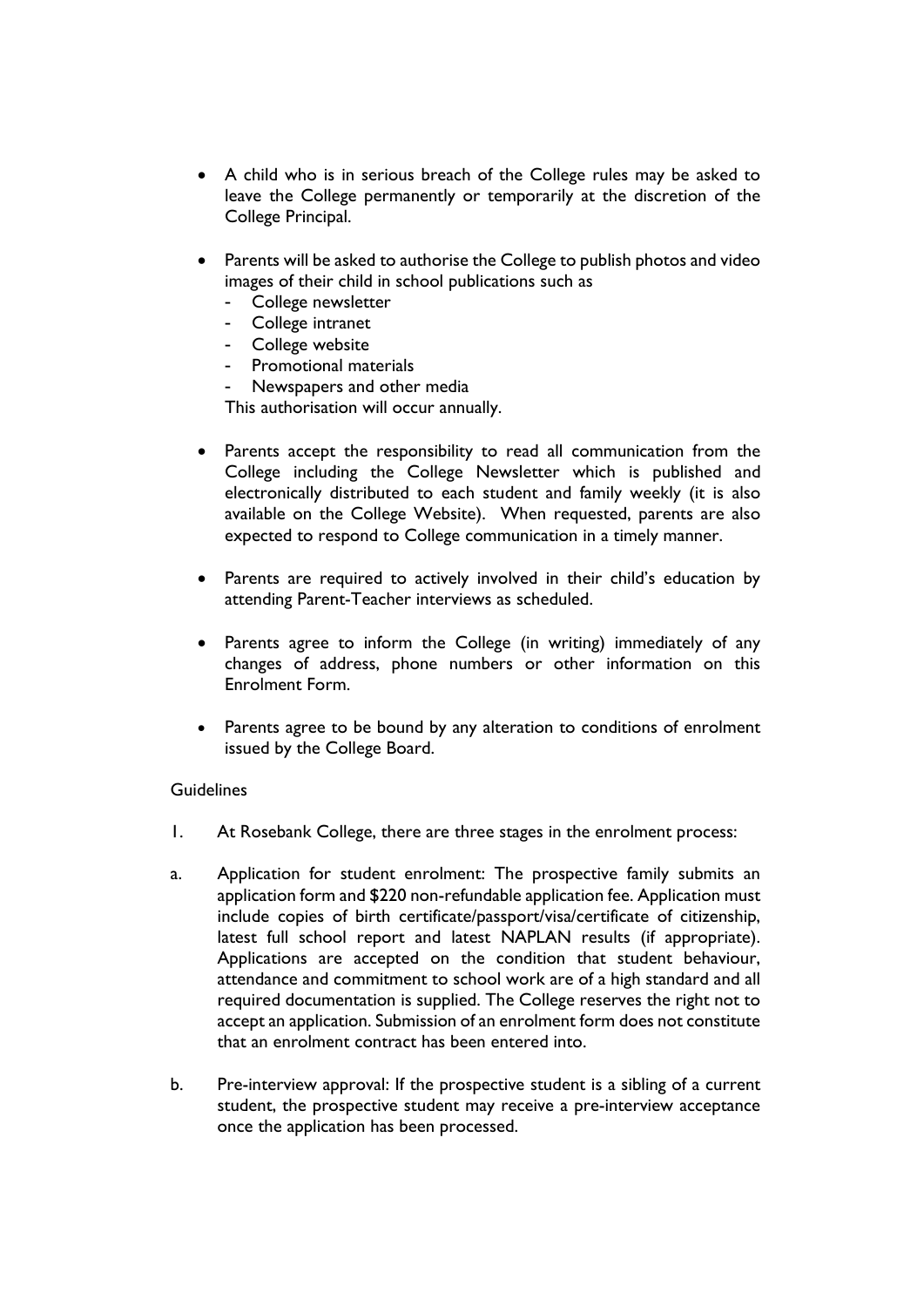- A child who is in serious breach of the College rules may be asked to leave the College permanently or temporarily at the discretion of the College Principal.

- Parents will be asked to authorise the College to publish photos and video images of their child in school publications such as
  - College newsletter
  - College intranet
  - College website
  - Promotional materials
  - Newspapers and other media

  This authorisation will occur annually.

- Parents accept the responsibility to read all communication from the College including the College Newsletter which is published and electronically distributed to each student and family weekly (it is also available on the College Website). When requested, parents are also expected to respond to College communication in a timely manner.

- Parents are required to actively involved in their child's education by attending Parent-Teacher interviews as scheduled.

- Parents agree to inform the College (in writing) immediately of any changes of address, phone numbers or other information on this Enrolment Form.

- Parents agree to be bound by any alteration to conditions of enrolment issued by the College Board.

Guidelines

1. At Rosebank College, there are three stages in the enrolment process:

a. Application for student enrolment: The prospective family submits an application form and $220 non-refundable application fee. Application must include copies of birth certificate/passport/visa/certificate of citizenship, latest full school report and latest NAPLAN results (if appropriate). Applications are accepted on the condition that student behaviour, attendance and commitment to school work are of a high standard and all required documentation is supplied. The College reserves the right not to accept an application. Submission of an enrolment form does not constitute that an enrolment contract has been entered into.

b. Pre-interview approval: If the prospective student is a sibling of a current student, the prospective student may receive a pre-interview acceptance once the application has been processed.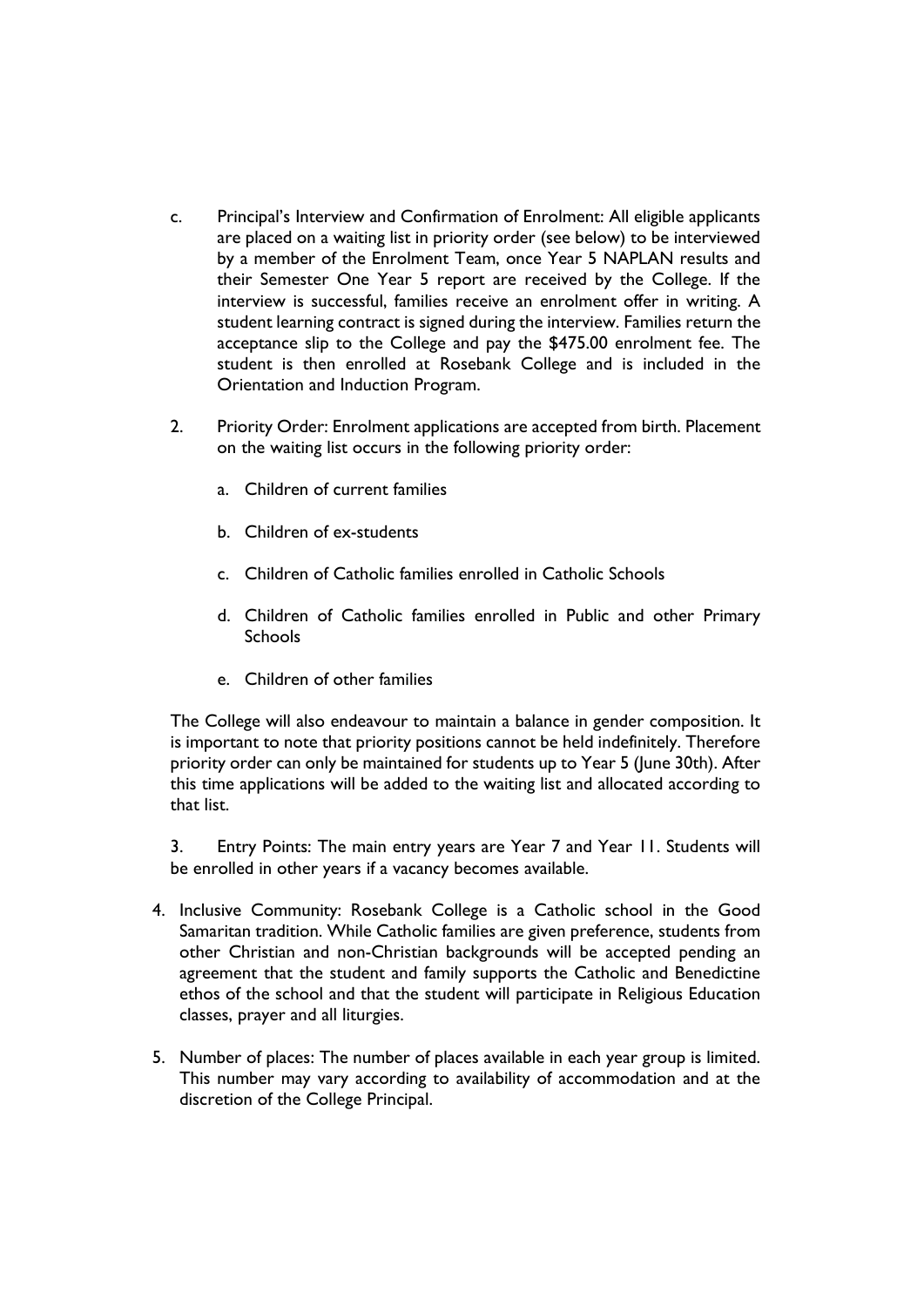c. Principal's Interview and Confirmation of Enrolment: All eligible applicants are placed on a waiting list in priority order (see below) to be interviewed by a member of the Enrolment Team, once Year 5 NAPLAN results and their Semester One Year 5 report are received by the College. If the interview is successful, families receive an enrolment offer in writing. A student learning contract is signed during the interview. Families return the acceptance slip to the College and pay the $475.00 enrolment fee. The student is then enrolled at Rosebank College and is included in the Orientation and Induction Program.

2. Priority Order: Enrolment applications are accepted from birth. Placement on the waiting list occurs in the following priority order:

   a. Children of current families

   b. Children of ex-students

   c. Children of Catholic families enrolled in Catholic Schools

   d. Children of Catholic families enrolled in Public and other Primary Schools

   e. Children of other families

The College will also endeavour to maintain a balance in gender composition. It is important to note that priority positions cannot be held indefinitely. Therefore priority order can only be maintained for students up to Year 5 (June 30th). After this time applications will be added to the waiting list and allocated according to that list.

3. Entry Points: The main entry years are Year 7 and Year 11. Students will be enrolled in other years if a vacancy becomes available.

4. Inclusive Community: Rosebank College is a Catholic school in the Good Samaritan tradition. While Catholic families are given preference, students from other Christian and non-Christian backgrounds will be accepted pending an agreement that the student and family supports the Catholic and Benedictine ethos of the school and that the student will participate in Religious Education classes, prayer and all liturgies.

5. Number of places: The number of places available in each year group is limited. This number may vary according to availability of accommodation and at the discretion of the College Principal.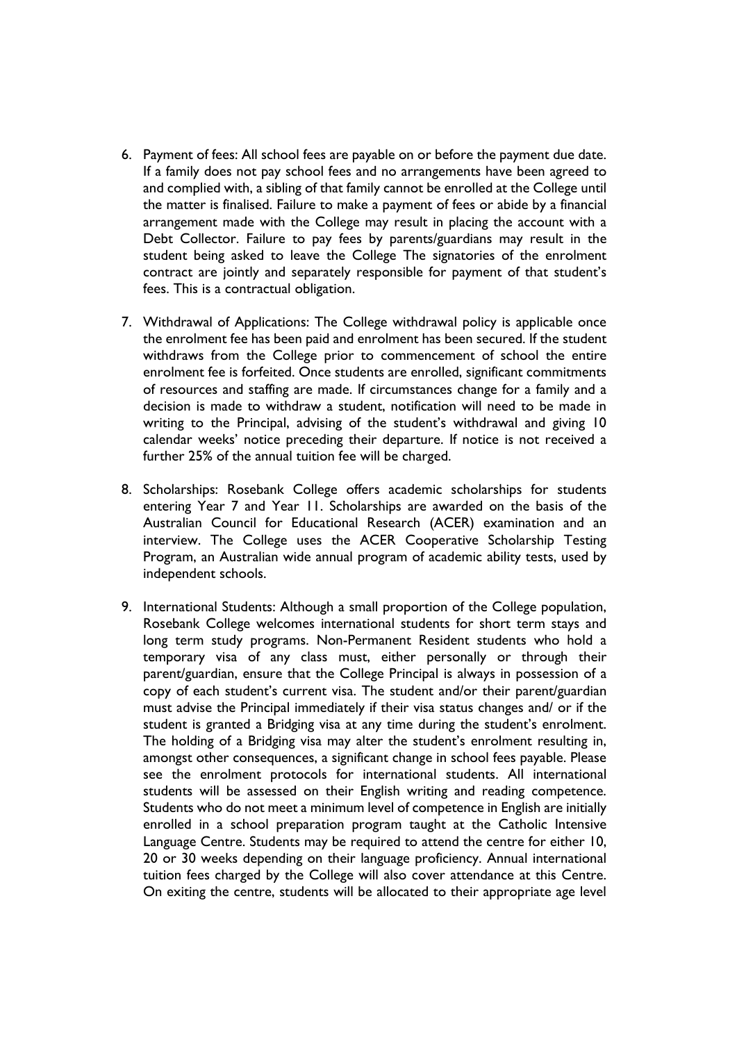6. Payment of fees: All school fees are payable on or before the payment due date. If a family does not pay school fees and no arrangements have been agreed to and complied with, a sibling of that family cannot be enrolled at the College until the matter is finalised. Failure to make a payment of fees or abide by a financial arrangement made with the College may result in placing the account with a Debt Collector. Failure to pay fees by parents/guardians may result in the student being asked to leave the College The signatories of the enrolment contract are jointly and separately responsible for payment of that student's fees. This is a contractual obligation.

7. Withdrawal of Applications: The College withdrawal policy is applicable once the enrolment fee has been paid and enrolment has been secured. If the student withdraws from the College prior to commencement of school the entire enrolment fee is forfeited. Once students are enrolled, significant commitments of resources and staffing are made. If circumstances change for a family and a decision is made to withdraw a student, notification will need to be made in writing to the Principal, advising of the student's withdrawal and giving 10 calendar weeks' notice preceding their departure. If notice is not received a further 25% of the annual tuition fee will be charged.

8. Scholarships: Rosebank College offers academic scholarships for students entering Year 7 and Year 11. Scholarships are awarded on the basis of the Australian Council for Educational Research (ACER) examination and an interview. The College uses the ACER Cooperative Scholarship Testing Program, an Australian wide annual program of academic ability tests, used by independent schools.

9. International Students: Although a small proportion of the College population, Rosebank College welcomes international students for short term stays and long term study programs. Non-Permanent Resident students who hold a temporary visa of any class must, either personally or through their parent/guardian, ensure that the College Principal is always in possession of a copy of each student's current visa. The student and/or their parent/guardian must advise the Principal immediately if their visa status changes and/ or if the student is granted a Bridging visa at any time during the student's enrolment. The holding of a Bridging visa may alter the student's enrolment resulting in, amongst other consequences, a significant change in school fees payable. Please see the enrolment protocols for international students. All international students will be assessed on their English writing and reading competence. Students who do not meet a minimum level of competence in English are initially enrolled in a school preparation program taught at the Catholic Intensive Language Centre. Students may be required to attend the centre for either 10, 20 or 30 weeks depending on their language proficiency. Annual international tuition fees charged by the College will also cover attendance at this Centre. On exiting the centre, students will be allocated to their appropriate age level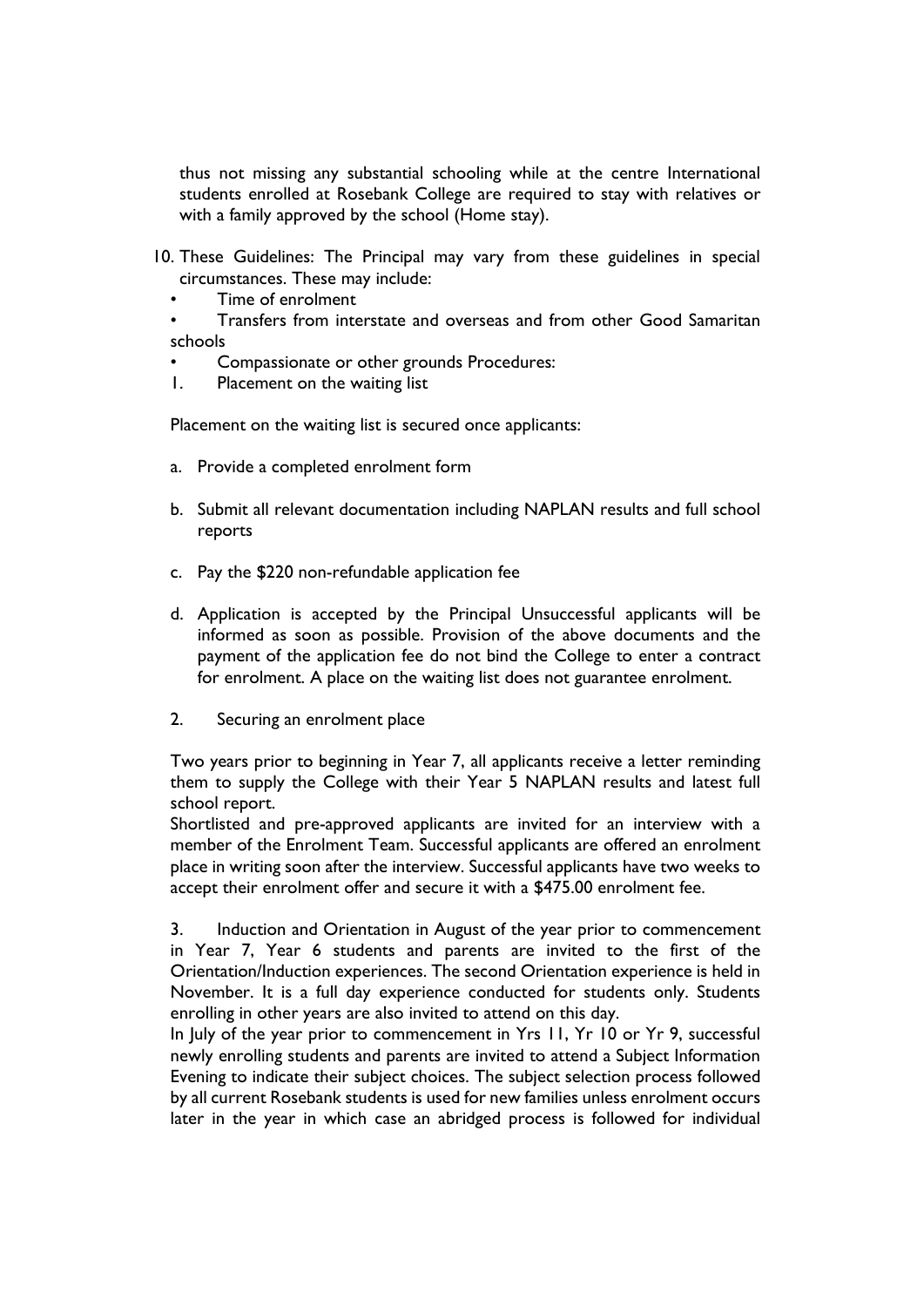thus not missing any substantial schooling while at the centre International students enrolled at Rosebank College are required to stay with relatives or with a family approved by the school (Home stay).

10. These Guidelines: The Principal may vary from these guidelines in special circumstances. These may include:

- Time of enrolment
- Transfers from interstate and overseas and from other Good Samaritan schools
- Compassionate or other grounds Procedures:

1. Placement on the waiting list

Placement on the waiting list is secured once applicants:

a. Provide a completed enrolment form

b. Submit all relevant documentation including NAPLAN results and full school reports

c. Pay the $220 non-refundable application fee

d. Application is accepted by the Principal Unsuccessful applicants will be informed as soon as possible. Provision of the above documents and the payment of the application fee do not bind the College to enter a contract for enrolment. A place on the waiting list does not guarantee enrolment.

2. Securing an enrolment place

Two years prior to beginning in Year 7, all applicants receive a letter reminding them to supply the College with their Year 5 NAPLAN results and latest full school report.
Shortlisted and pre-approved applicants are invited for an interview with a member of the Enrolment Team. Successful applicants are offered an enrolment place in writing soon after the interview. Successful applicants have two weeks to accept their enrolment offer and secure it with a $475.00 enrolment fee.

3. Induction and Orientation in August of the year prior to commencement in Year 7, Year 6 students and parents are invited to the first of the Orientation/Induction experiences. The second Orientation experience is held in November. It is a full day experience conducted for students only. Students enrolling in other years are also invited to attend on this day.
In July of the year prior to commencement in Yrs 11, Yr 10 or Yr 9, successful newly enrolling students and parents are invited to attend a Subject Information Evening to indicate their subject choices. The subject selection process followed by all current Rosebank students is used for new families unless enrolment occurs later in the year in which case an abridged process is followed for individual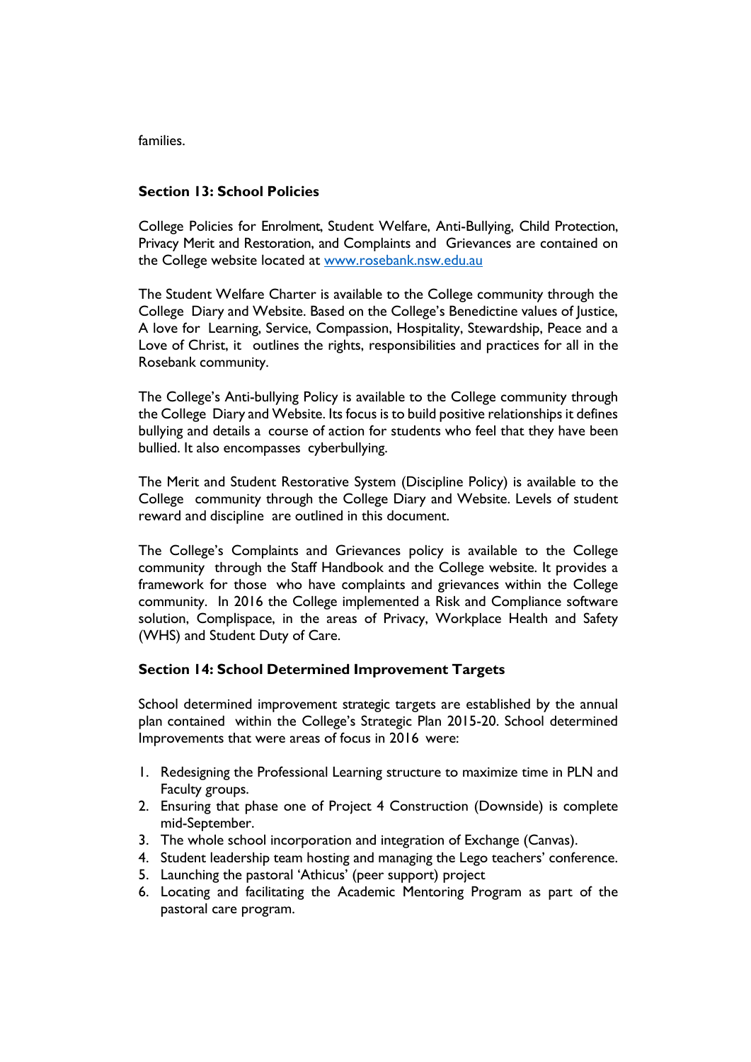families.

### Section 13: School Policies

College Policies for Enrolment, Student Welfare, Anti-Bullying, Child Protection, Privacy Merit and Restoration, and Complaints and Grievances are contained on the College website located at [www.rosebank.nsw.edu.au](http://www.rosebank.nsw.edu.au)

The Student Welfare Charter is available to the College community through the College Diary and Website. Based on the College's Benedictine values of Justice, A love for Learning, Service, Compassion, Hospitality, Stewardship, Peace and a Love of Christ, it outlines the rights, responsibilities and practices for all in the Rosebank community.

The College's Anti-bullying Policy is available to the College community through the College Diary and Website. Its focus is to build positive relationships it defines bullying and details a course of action for students who feel that they have been bullied. It also encompasses cyberbullying.

The Merit and Student Restorative System (Discipline Policy) is available to the College community through the College Diary and Website. Levels of student reward and discipline are outlined in this document.

The College's Complaints and Grievances policy is available to the College community through the Staff Handbook and the College website. It provides a framework for those who have complaints and grievances within the College community. In 2016 the College implemented a Risk and Compliance software solution, Complispace, in the areas of Privacy, Workplace Health and Safety (WHS) and Student Duty of Care.

### Section 14: School Determined Improvement Targets

School determined improvement strategic targets are established by the annual plan contained within the College's Strategic Plan 2015-20. School determined Improvements that were areas of focus in 2016 were:

1. Redesigning the Professional Learning structure to maximize time in PLN and Faculty groups.
2. Ensuring that phase one of Project 4 Construction (Downside) is complete mid-September.
3. The whole school incorporation and integration of Exchange (Canvas).
4. Student leadership team hosting and managing the Lego teachers' conference.
5. Launching the pastoral 'Athicus' (peer support) project
6. Locating and facilitating the Academic Mentoring Program as part of the pastoral care program.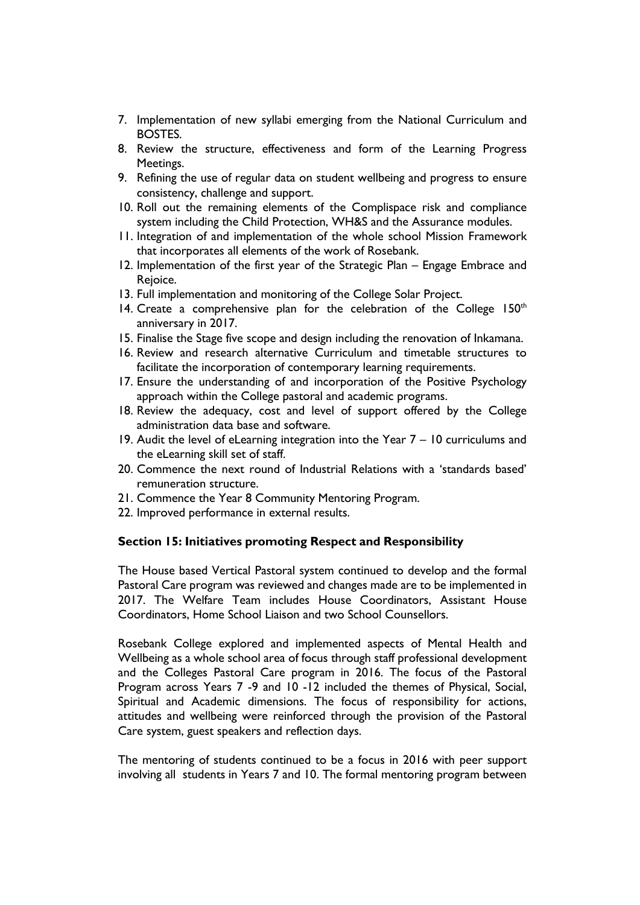7. Implementation of new syllabi emerging from the National Curriculum and BOSTES.
8. Review the structure, effectiveness and form of the Learning Progress Meetings.
9. Refining the use of regular data on student wellbeing and progress to ensure consistency, challenge and support.
10. Roll out the remaining elements of the Complispace risk and compliance system including the Child Protection, WH&S and the Assurance modules.
11. Integration of and implementation of the whole school Mission Framework that incorporates all elements of the work of Rosebank.
12. Implementation of the first year of the Strategic Plan – Engage Embrace and Rejoice.
13. Full implementation and monitoring of the College Solar Project.
14. Create a comprehensive plan for the celebration of the College 150th anniversary in 2017.
15. Finalise the Stage five scope and design including the renovation of Inkamana.
16. Review and research alternative Curriculum and timetable structures to facilitate the incorporation of contemporary learning requirements.
17. Ensure the understanding of and incorporation of the Positive Psychology approach within the College pastoral and academic programs.
18. Review the adequacy, cost and level of support offered by the College administration data base and software.
19. Audit the level of eLearning integration into the Year 7 – 10 curriculums and the eLearning skill set of staff.
20. Commence the next round of Industrial Relations with a 'standards based' remuneration structure.
21. Commence the Year 8 Community Mentoring Program.
22. Improved performance in external results.

**Section 15: Initiatives promoting Respect and Responsibility**

The House based Vertical Pastoral system continued to develop and the formal Pastoral Care program was reviewed and changes made are to be implemented in 2017. The Welfare Team includes House Coordinators, Assistant House Coordinators, Home School Liaison and two School Counsellors.

Rosebank College explored and implemented aspects of Mental Health and Wellbeing as a whole school area of focus through staff professional development and the Colleges Pastoral Care program in 2016. The focus of the Pastoral Program across Years 7 -9 and 10 -12 included the themes of Physical, Social, Spiritual and Academic dimensions. The focus of responsibility for actions, attitudes and wellbeing were reinforced through the provision of the Pastoral Care system, guest speakers and reflection days.

The mentoring of students continued to be a focus in 2016 with peer support involving all students in Years 7 and 10. The formal mentoring program between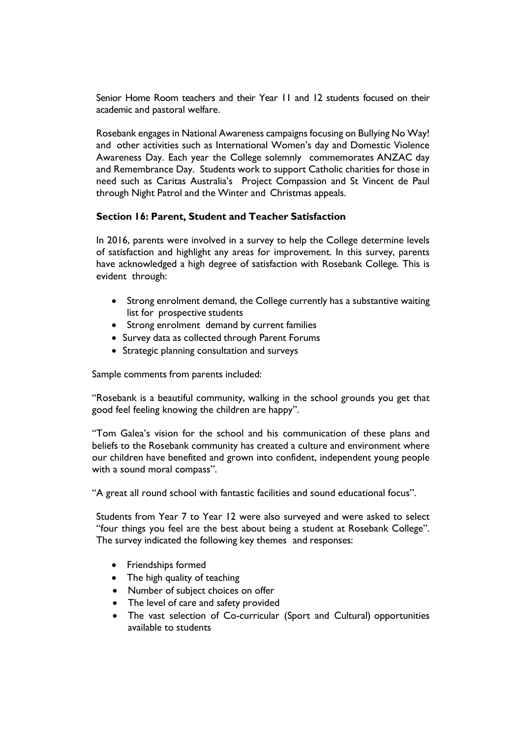Senior Home Room teachers and their Year 11 and 12 students focused on their academic and pastoral welfare.

Rosebank engages in National Awareness campaigns focusing on Bullying No Way! and other activities such as International Women's day and Domestic Violence Awareness Day. Each year the College solemnly commemorates ANZAC day and Remembrance Day. Students work to support Catholic charities for those in need such as Caritas Australia's Project Compassion and St Vincent de Paul through Night Patrol and the Winter and Christmas appeals.

### Section 16: Parent, Student and Teacher Satisfaction

In 2016, parents were involved in a survey to help the College determine levels of satisfaction and highlight any areas for improvement. In this survey, parents have acknowledged a high degree of satisfaction with Rosebank College. This is evident through:

- Strong enrolment demand, the College currently has a substantive waiting list for prospective students
- Strong enrolment demand by current families
- Survey data as collected through Parent Forums
- Strategic planning consultation and surveys

Sample comments from parents included:

"Rosebank is a beautiful community, walking in the school grounds you get that good feel feeling knowing the children are happy".

"Tom Galea's vision for the school and his communication of these plans and beliefs to the Rosebank community has created a culture and environment where our children have benefited and grown into confident, independent young people with a sound moral compass".

"A great all round school with fantastic facilities and sound educational focus".

Students from Year 7 to Year 12 were also surveyed and were asked to select "four things you feel are the best about being a student at Rosebank College". The survey indicated the following key themes and responses:

- Friendships formed
- The high quality of teaching
- Number of subject choices on offer
- The level of care and safety provided
- The vast selection of Co-curricular (Sport and Cultural) opportunities available to students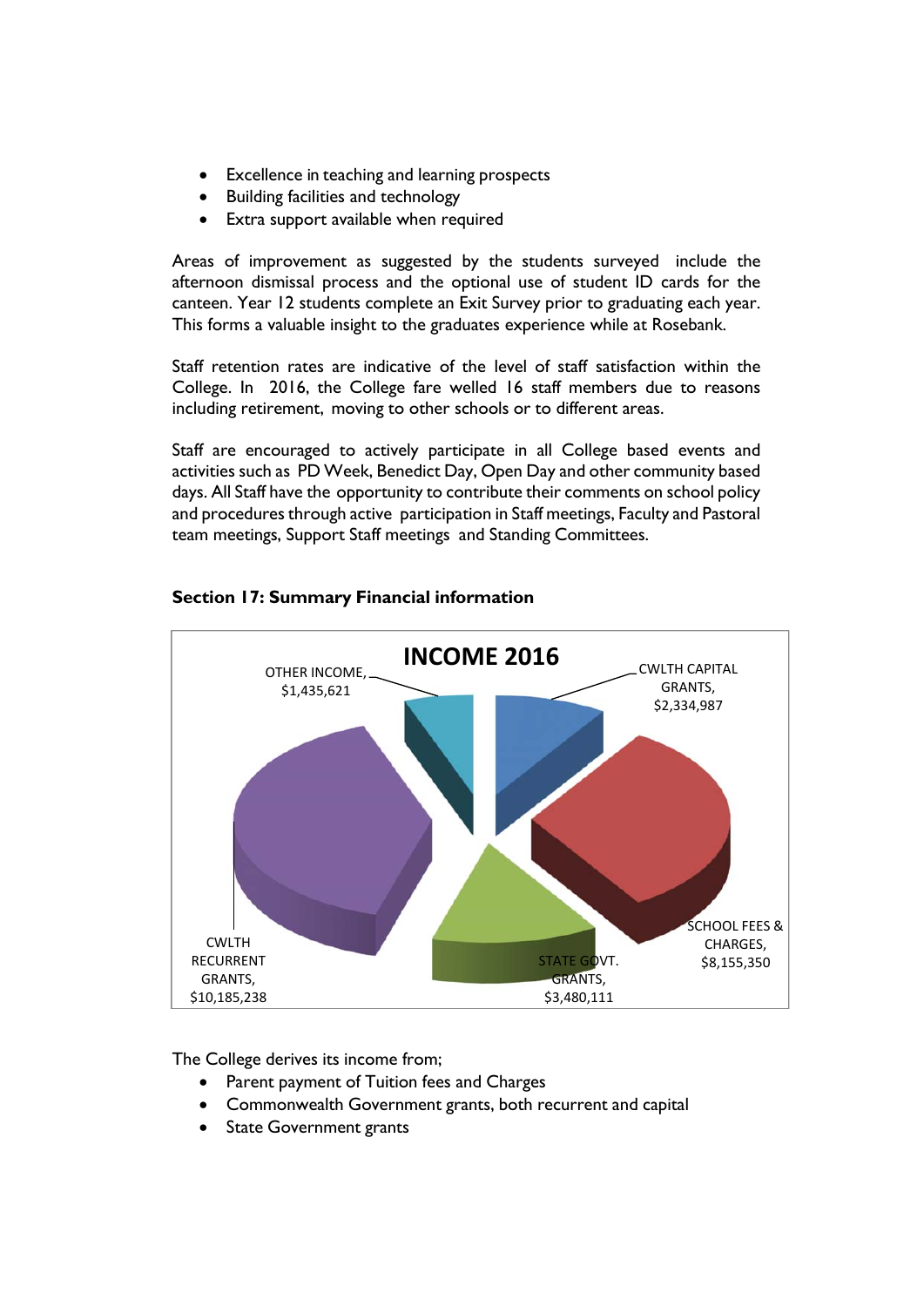- Excellence in teaching and learning prospects
- Building facilities and technology
- Extra support available when required

Areas of improvement as suggested by the students surveyed include the afternoon dismissal process and the optional use of student ID cards for the canteen. Year 12 students complete an Exit Survey prior to graduating each year. This forms a valuable insight to the graduates experience while at Rosebank.

Staff retention rates are indicative of the level of staff satisfaction within the College. In 2016, the College fare welled 16 staff members due to reasons including retirement, moving to other schools or to different areas.

Staff are encouraged to actively participate in all College based events and activities such as PD Week, Benedict Day, Open Day and other community based days. All Staff have the opportunity to contribute their comments on school policy and procedures through active participation in Staff meetings, Faculty and Pastoral team meetings, Support Staff meetings and Standing Committees.

**Section 17: Summary Financial information**

**INCOME 2016**

| Source | Amount |
| --- | --- |
| CWLTH CAPITAL GRANTS | $2,334,987 |
| SCHOOL FEES & CHARGES | $8,155,350 |
| STATE GOVT. GRANTS | $3,480,111 |
| CWLTH RECURRENT GRANTS | $10,185,238 |
| OTHER INCOME | $1,435,621 |

The College derives its income from;

- Parent payment of Tuition fees and Charges
- Commonwealth Government grants, both recurrent and capital
- State Government grants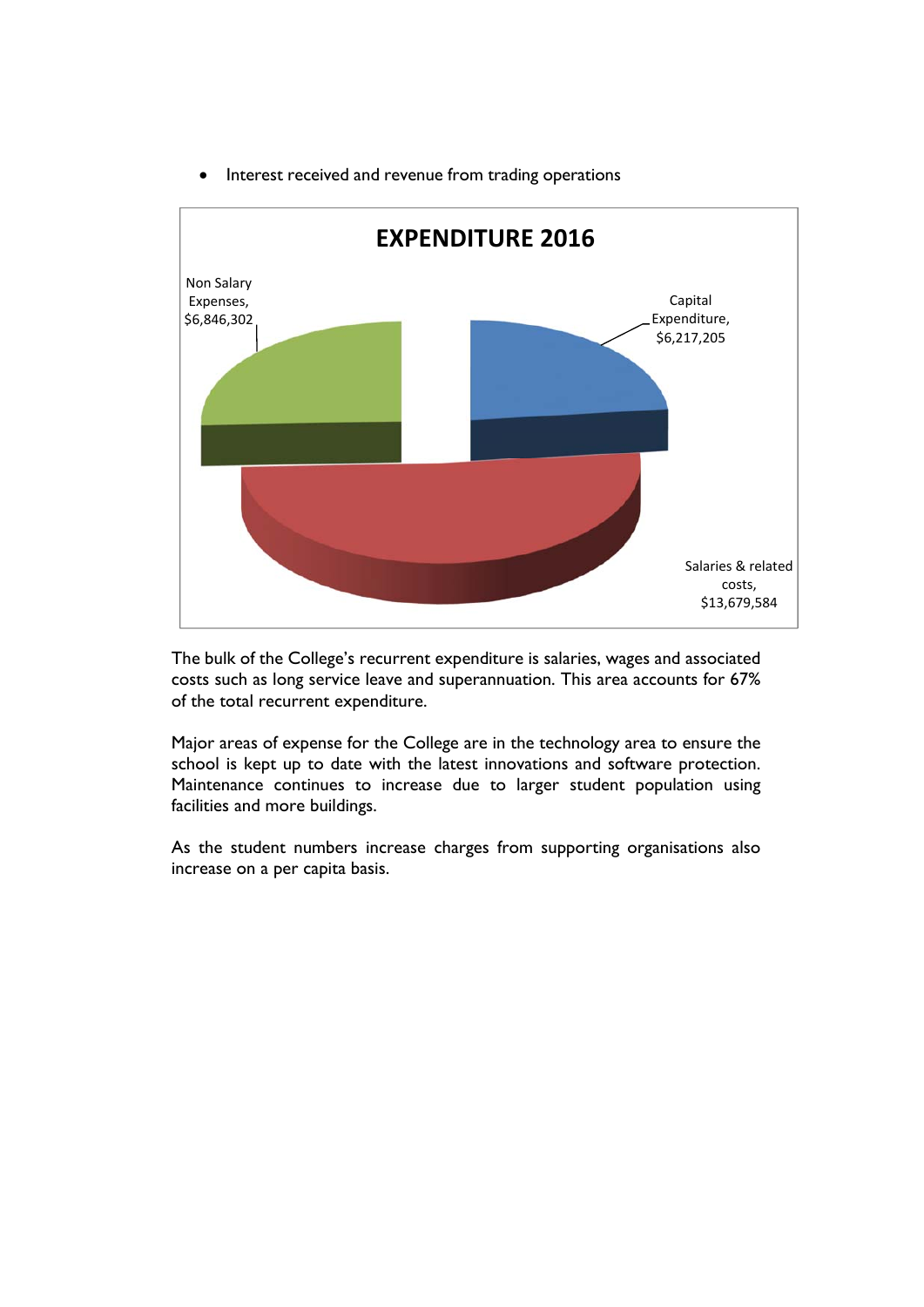- Interest received and revenue from trading operations

EXPENDITURE 2016

Non Salary Expenses, $6,846,302

Capital Expenditure, $6,217,205

Salaries & related costs, $13,679,584

The bulk of the College's recurrent expenditure is salaries, wages and associated costs such as long service leave and superannuation. This area accounts for 67% of the total recurrent expenditure.

Major areas of expense for the College are in the technology area to ensure the school is kept up to date with the latest innovations and software protection. Maintenance continues to increase due to larger student population using facilities and more buildings.

As the student numbers increase charges from supporting organisations also increase on a per capita basis.